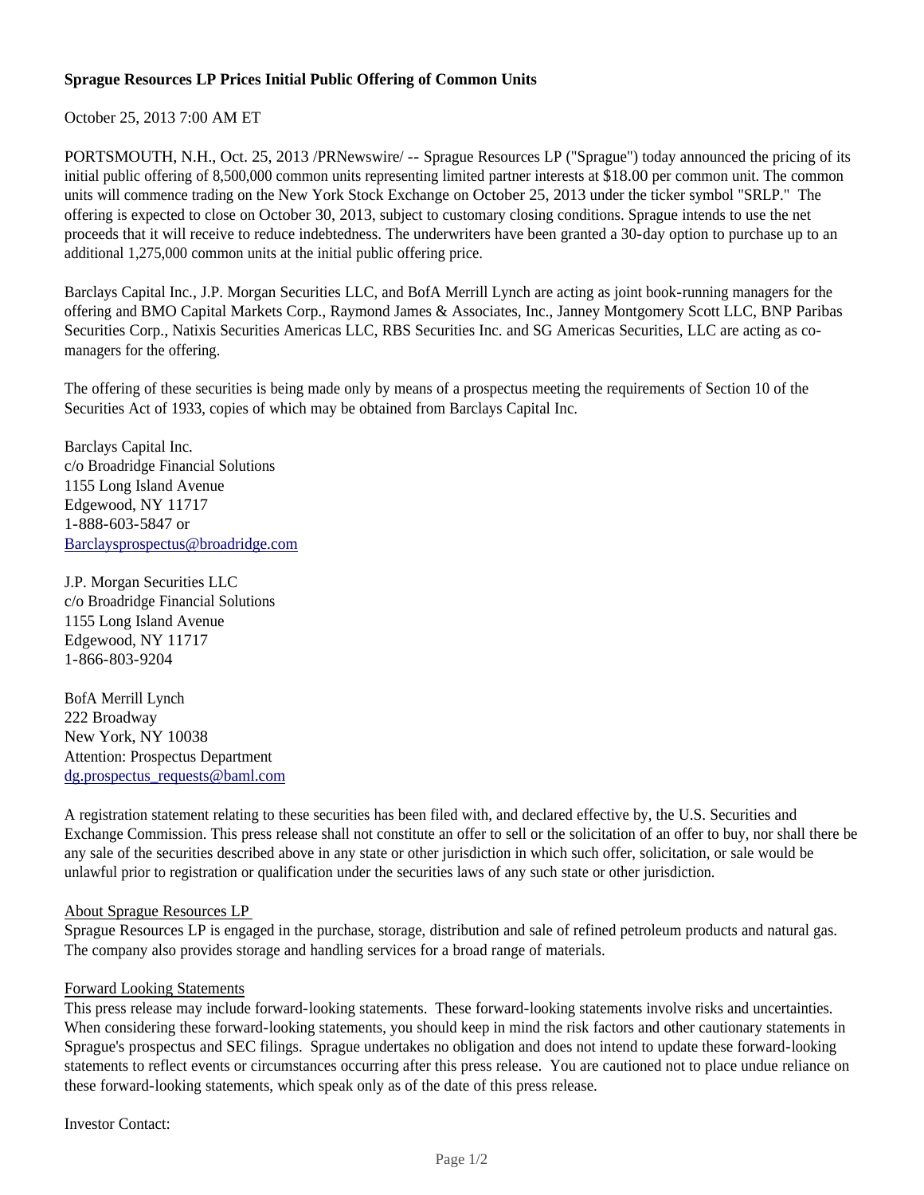**Sprague Resources LP Prices Initial Public Offering of Common Units**

October 25, 2013 7:00 AM ET

PORTSMOUTH, N.H., Oct. 25, 2013 /PRNewswire/ -- Sprague Resources LP ("Sprague") today announced the pricing of its initial public offering of 8,500,000 common units representing limited partner interests at $18.00 per common unit. The common units will commence trading on the New York Stock Exchange on October 25, 2013 under the ticker symbol "SRLP." The offering is expected to close on October 30, 2013, subject to customary closing conditions. Sprague intends to use the net proceeds that it will receive to reduce indebtedness. The underwriters have been granted a 30-day option to purchase up to an additional 1,275,000 common units at the initial public offering price.

Barclays Capital Inc., J.P. Morgan Securities LLC, and BofA Merrill Lynch are acting as joint book-running managers for the offering and BMO Capital Markets Corp., Raymond James & Associates, Inc., Janney Montgomery Scott LLC, BNP Paribas Securities Corp., Natixis Securities Americas LLC, RBS Securities Inc. and SG Americas Securities, LLC are acting as co-managers for the offering.

The offering of these securities is being made only by means of a prospectus meeting the requirements of Section 10 of the Securities Act of 1933, copies of which may be obtained from Barclays Capital Inc.

Barclays Capital Inc.
c/o Broadridge Financial Solutions
1155 Long Island Avenue
Edgewood, NY 11717
1-888-603-5847 or
Barclaysprospectus@broadridge.com

J.P. Morgan Securities LLC
c/o Broadridge Financial Solutions
1155 Long Island Avenue
Edgewood, NY 11717
1-866-803-9204

BofA Merrill Lynch
222 Broadway
New York, NY 10038
Attention: Prospectus Department
dg.prospectus_requests@baml.com

A registration statement relating to these securities has been filed with, and declared effective by, the U.S. Securities and Exchange Commission. This press release shall not constitute an offer to sell or the solicitation of an offer to buy, nor shall there be any sale of the securities described above in any state or other jurisdiction in which such offer, solicitation, or sale would be unlawful prior to registration or qualification under the securities laws of any such state or other jurisdiction.

About Sprague Resources LP

Sprague Resources LP is engaged in the purchase, storage, distribution and sale of refined petroleum products and natural gas. The company also provides storage and handling services for a broad range of materials.

Forward Looking Statements

This press release may include forward-looking statements. These forward-looking statements involve risks and uncertainties. When considering these forward-looking statements, you should keep in mind the risk factors and other cautionary statements in Sprague's prospectus and SEC filings. Sprague undertakes no obligation and does not intend to update these forward-looking statements to reflect events or circumstances occurring after this press release. You are cautioned not to place undue reliance on these forward-looking statements, which speak only as of the date of this press release.

Investor Contact: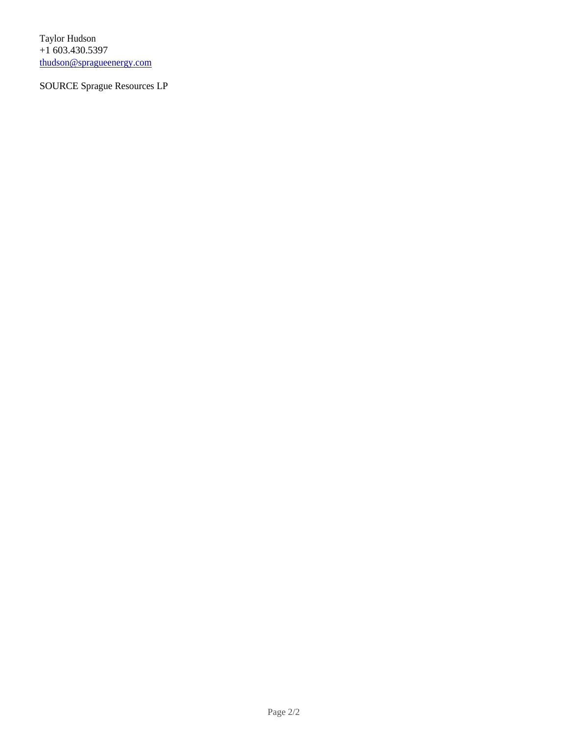Taylor Hudson
+1 603.430.5397
thudson@spragueenergy.com

SOURCE Sprague Resources LP